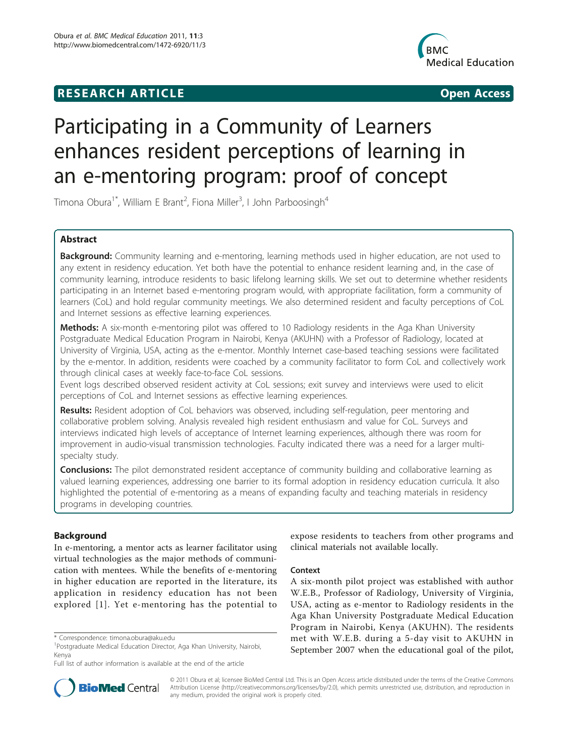**RESEARCH ARTICLE** **Open Access**

# Participating in a Community of Learners enhances resident perceptions of learning in an e-mentoring program: proof of concept

Timona Obura[1*], William E Brant[2], Fiona Miller[3], I John Parboosingh[4]

## Abstract

**Background:** Community learning and e-mentoring, learning methods used in higher education, are not used to any extent in residency education. Yet both have the potential to enhance resident learning and, in the case of community learning, introduce residents to basic lifelong learning skills. We set out to determine whether residents participating in an Internet based e-mentoring program would, with appropriate facilitation, form a community of learners (CoL) and hold regular community meetings. We also determined resident and faculty perceptions of CoL and Internet sessions as effective learning experiences.

**Methods:** A six-month e-mentoring pilot was offered to 10 Radiology residents in the Aga Khan University Postgraduate Medical Education Program in Nairobi, Kenya (AKUHN) with a Professor of Radiology, located at University of Virginia, USA, acting as the e-mentor. Monthly Internet case-based teaching sessions were facilitated by the e-mentor. In addition, residents were coached by a community facilitator to form CoL and collectively work through clinical cases at weekly face-to-face CoL sessions.

Event logs described observed resident activity at CoL sessions; exit survey and interviews were used to elicit perceptions of CoL and Internet sessions as effective learning experiences.

**Results:** Resident adoption of CoL behaviors was observed, including self-regulation, peer mentoring and collaborative problem solving. Analysis revealed high resident enthusiasm and value for CoL. Surveys and interviews indicated high levels of acceptance of Internet learning experiences, although there was room for improvement in audio-visual transmission technologies. Faculty indicated there was a need for a larger multi-specialty study.

**Conclusions:** The pilot demonstrated resident acceptance of community building and collaborative learning as valued learning experiences, addressing one barrier to its formal adoption in residency education curricula. It also highlighted the potential of e-mentoring as a means of expanding faculty and teaching materials in residency programs in developing countries.

## Background

In e-mentoring, a mentor acts as learner facilitator using virtual technologies as the major methods of communication with mentees. While the benefits of e-mentoring in higher education are reported in the literature, its application in residency education has not been explored [1]. Yet e-mentoring has the potential to expose residents to teachers from other programs and clinical materials not available locally.

### Context

A six-month pilot project was established with author W.E.B., Professor of Radiology, University of Virginia, USA, acting as e-mentor to Radiology residents in the Aga Khan University Postgraduate Medical Education Program in Nairobi, Kenya (AKUHN). The residents met with W.E.B. during a 5-day visit to AKUHN in September 2007 when the educational goal of the pilot,

\* Correspondence: timona.obura@aku.edu
[1]Postgraduate Medical Education Director, Aga Khan University, Nairobi, Kenya
Full list of author information is available at the end of the article

© 2011 Obura et al; licensee BioMed Central Ltd. This is an Open Access article distributed under the terms of the Creative Commons Attribution License (http://creativecommons.org/licenses/by/2.0), which permits unrestricted use, distribution, and reproduction in any medium, provided the original work is properly cited.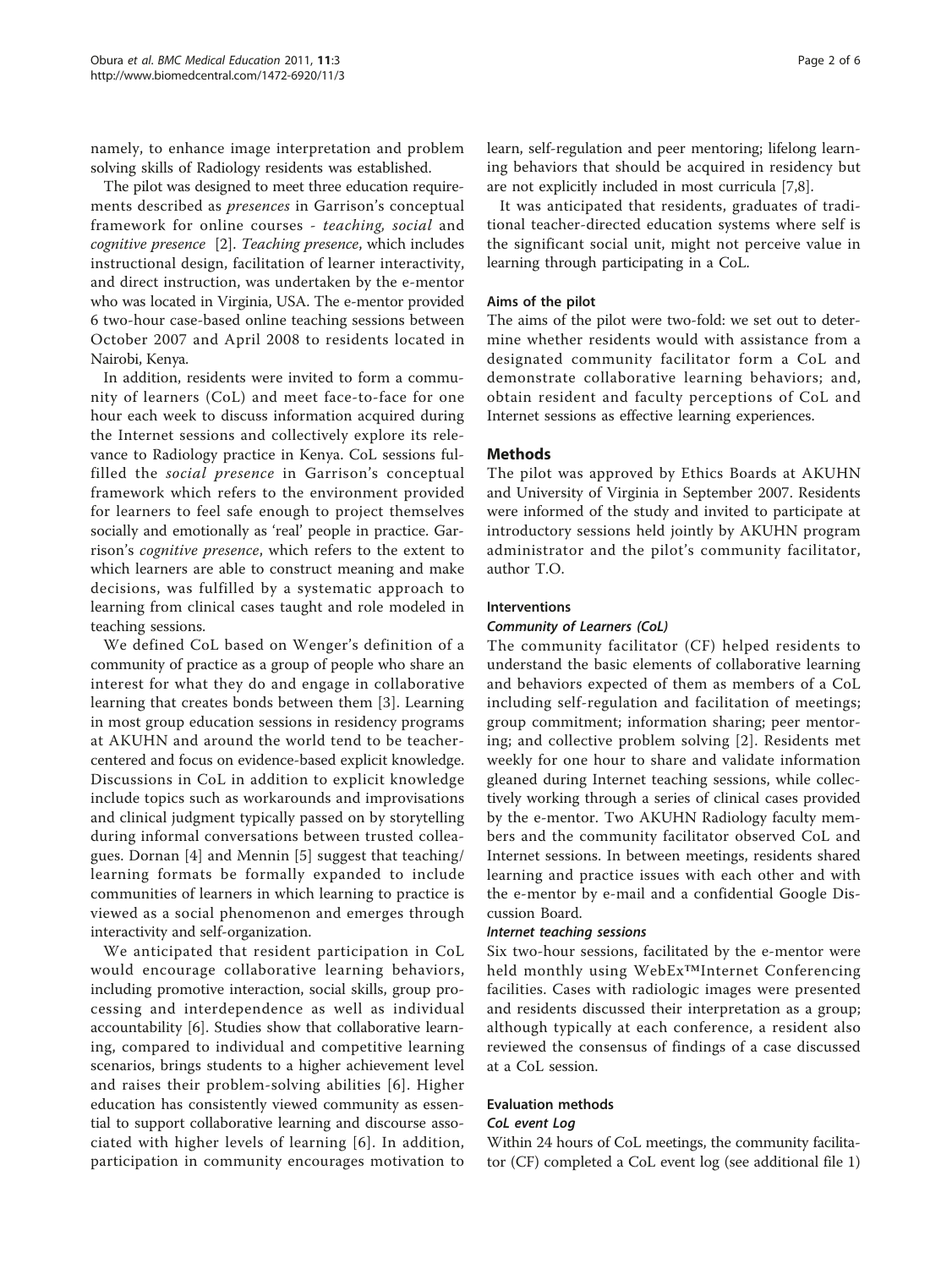namely, to enhance image interpretation and problem solving skills of Radiology residents was established.

The pilot was designed to meet three education requirements described as *presences* in Garrison's conceptual framework for online courses - *teaching, social* and *cognitive presence* [2]. *Teaching presence*, which includes instructional design, facilitation of learner interactivity, and direct instruction, was undertaken by the e-mentor who was located in Virginia, USA. The e-mentor provided 6 two-hour case-based online teaching sessions between October 2007 and April 2008 to residents located in Nairobi, Kenya.

In addition, residents were invited to form a community of learners (CoL) and meet face-to-face for one hour each week to discuss information acquired during the Internet sessions and collectively explore its relevance to Radiology practice in Kenya. CoL sessions fulfilled the *social presence* in Garrison's conceptual framework which refers to the environment provided for learners to feel safe enough to project themselves socially and emotionally as 'real' people in practice. Garrison's *cognitive presence*, which refers to the extent to which learners are able to construct meaning and make decisions, was fulfilled by a systematic approach to learning from clinical cases taught and role modeled in teaching sessions.

We defined CoL based on Wenger's definition of a community of practice as a group of people who share an interest for what they do and engage in collaborative learning that creates bonds between them [3]. Learning in most group education sessions in residency programs at AKUHN and around the world tend to be teacher-centered and focus on evidence-based explicit knowledge. Discussions in CoL in addition to explicit knowledge include topics such as workarounds and improvisations and clinical judgment typically passed on by storytelling during informal conversations between trusted colleagues. Dornan [4] and Mennin [5] suggest that teaching/learning formats be formally expanded to include communities of learners in which learning to practice is viewed as a social phenomenon and emerges through interactivity and self-organization.

We anticipated that resident participation in CoL would encourage collaborative learning behaviors, including promotive interaction, social skills, group processing and interdependence as well as individual accountability [6]. Studies show that collaborative learning, compared to individual and competitive learning scenarios, brings students to a higher achievement level and raises their problem-solving abilities [6]. Higher education has consistently viewed community as essential to support collaborative learning and discourse associated with higher levels of learning [6]. In addition, participation in community encourages motivation to learn, self-regulation and peer mentoring; lifelong learning behaviors that should be acquired in residency but are not explicitly included in most curricula [7,8].

It was anticipated that residents, graduates of traditional teacher-directed education systems where self is the significant social unit, might not perceive value in learning through participating in a CoL.

### Aims of the pilot

The aims of the pilot were two-fold: we set out to determine whether residents would with assistance from a designated community facilitator form a CoL and demonstrate collaborative learning behaviors; and, obtain resident and faculty perceptions of CoL and Internet sessions as effective learning experiences.

## Methods

The pilot was approved by Ethics Boards at AKUHN and University of Virginia in September 2007. Residents were informed of the study and invited to participate at introductory sessions held jointly by AKUHN program administrator and the pilot's community facilitator, author T.O.

### Interventions

#### *Community of Learners (CoL)*

The community facilitator (CF) helped residents to understand the basic elements of collaborative learning and behaviors expected of them as members of a CoL including self-regulation and facilitation of meetings; group commitment; information sharing; peer mentoring; and collective problem solving [2]. Residents met weekly for one hour to share and validate information gleaned during Internet teaching sessions, while collectively working through a series of clinical cases provided by the e-mentor. Two AKUHN Radiology faculty members and the community facilitator observed CoL and Internet sessions. In between meetings, residents shared learning and practice issues with each other and with the e-mentor by e-mail and a confidential Google Discussion Board.

#### *Internet teaching sessions*

Six two-hour sessions, facilitated by the e-mentor were held monthly using WebEx™Internet Conferencing facilities. Cases with radiologic images were presented and residents discussed their interpretation as a group; although typically at each conference, a resident also reviewed the consensus of findings of a case discussed at a CoL session.

### Evaluation methods

#### *CoL event Log*

Within 24 hours of CoL meetings, the community facilitator (CF) completed a CoL event log (see additional file 1)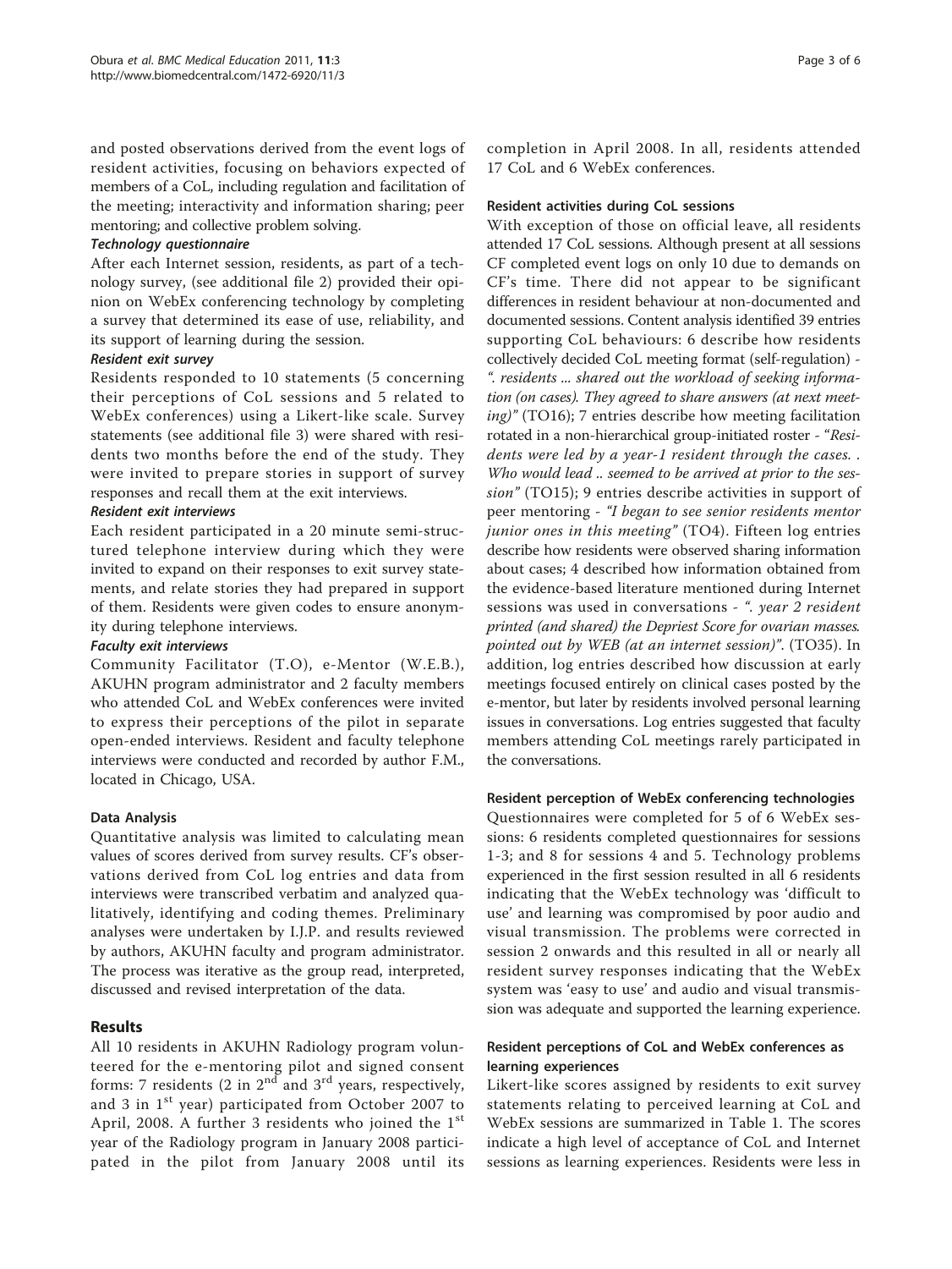and posted observations derived from the event logs of resident activities, focusing on behaviors expected of members of a CoL, including regulation and facilitation of the meeting; interactivity and information sharing; peer mentoring; and collective problem solving.

#### *Technology questionnaire*

After each Internet session, residents, as part of a technology survey, (see additional file 2) provided their opinion on WebEx conferencing technology by completing a survey that determined its ease of use, reliability, and its support of learning during the session.

#### *Resident exit survey*

Residents responded to 10 statements (5 concerning their perceptions of CoL sessions and 5 related to WebEx conferences) using a Likert-like scale. Survey statements (see additional file 3) were shared with residents two months before the end of the study. They were invited to prepare stories in support of survey responses and recall them at the exit interviews.

#### *Resident exit interviews*

Each resident participated in a 20 minute semi-structured telephone interview during which they were invited to expand on their responses to exit survey statements, and relate stories they had prepared in support of them. Residents were given codes to ensure anonymity during telephone interviews.

#### *Faculty exit interviews*

Community Facilitator (T.O), e-Mentor (W.E.B.), AKUHN program administrator and 2 faculty members who attended CoL and WebEx conferences were invited to express their perceptions of the pilot in separate open-ended interviews. Resident and faculty telephone interviews were conducted and recorded by author F.M., located in Chicago, USA.

### Data Analysis

Quantitative analysis was limited to calculating mean values of scores derived from survey results. CF's observations derived from CoL log entries and data from interviews were transcribed verbatim and analyzed qualitatively, identifying and coding themes. Preliminary analyses were undertaken by I.J.P. and results reviewed by authors, AKUHN faculty and program administrator. The process was iterative as the group read, interpreted, discussed and revised interpretation of the data.

## Results

All 10 residents in AKUHN Radiology program volunteered for the e-mentoring pilot and signed consent forms: 7 residents (2 in 2nd and 3rd years, respectively, and 3 in 1st year) participated from October 2007 to April, 2008. A further 3 residents who joined the 1st year of the Radiology program in January 2008 participated in the pilot from January 2008 until its completion in April 2008. In all, residents attended 17 CoL and 6 WebEx conferences.

### Resident activities during CoL sessions

With exception of those on official leave, all residents attended 17 CoL sessions. Although present at all sessions CF completed event logs on only 10 due to demands on CF's time. There did not appear to be significant differences in resident behaviour at non-documented and documented sessions. Content analysis identified 39 entries supporting CoL behaviours: 6 describe how residents collectively decided CoL meeting format (self-regulation) - *". residents ... shared out the workload of seeking information (on cases). They agreed to share answers (at next meeting)"* (TO16); 7 entries describe how meeting facilitation rotated in a non-hierarchical group-initiated roster - *"Residents were led by a year-1 resident through the cases. . Who would lead .. seemed to be arrived at prior to the session"* (TO15); 9 entries describe activities in support of peer mentoring - *"I began to see senior residents mentor junior ones in this meeting"* (TO4). Fifteen log entries describe how residents were observed sharing information about cases; 4 described how information obtained from the evidence-based literature mentioned during Internet sessions was used in conversations - *". year 2 resident printed (and shared) the Depriest Score for ovarian masses. pointed out by WEB (at an internet session)"*. (TO35). In addition, log entries described how discussion at early meetings focused entirely on clinical cases posted by the e-mentor, but later by residents involved personal learning issues in conversations. Log entries suggested that faculty members attending CoL meetings rarely participated in the conversations.

### Resident perception of WebEx conferencing technologies

Questionnaires were completed for 5 of 6 WebEx sessions: 6 residents completed questionnaires for sessions 1-3; and 8 for sessions 4 and 5. Technology problems experienced in the first session resulted in all 6 residents indicating that the WebEx technology was 'difficult to use' and learning was compromised by poor audio and visual transmission. The problems were corrected in session 2 onwards and this resulted in all or nearly all resident survey responses indicating that the WebEx system was 'easy to use' and audio and visual transmission was adequate and supported the learning experience.

### Resident perceptions of CoL and WebEx conferences as learning experiences

Likert-like scores assigned by residents to exit survey statements relating to perceived learning at CoL and WebEx sessions are summarized in Table 1. The scores indicate a high level of acceptance of CoL and Internet sessions as learning experiences. Residents were less in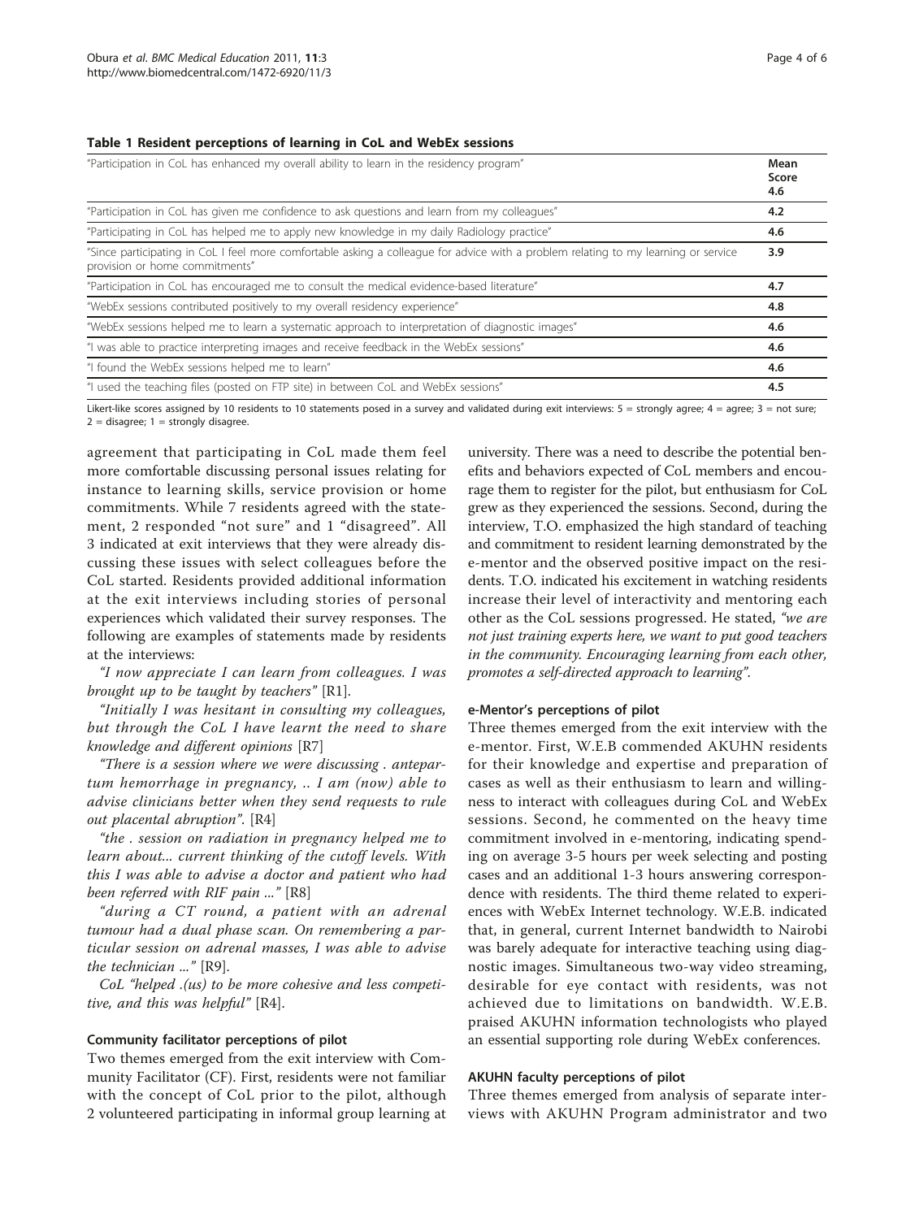**Table 1 Resident perceptions of learning in CoL and WebEx sessions**

| Statement | Mean Score |
|---|---|
| "Participation in CoL has enhanced my overall ability to learn in the residency program" | 4.6 |
| "Participation in CoL has given me confidence to ask questions and learn from my colleagues" | **4.2** |
| "Participating in CoL has helped me to apply new knowledge in my daily Radiology practice" | **4.6** |
| "Since participating in CoL I feel more comfortable asking a colleague for advice with a problem relating to my learning or service provision or home commitments" | **3.9** |
| "Participation in CoL has encouraged me to consult the medical evidence-based literature" | **4.7** |
| "WebEx sessions contributed positively to my overall residency experience" | **4.8** |
| "WebEx sessions helped me to learn a systematic approach to interpretation of diagnostic images" | **4.6** |
| "I was able to practice interpreting images and receive feedback in the WebEx sessions" | **4.6** |
| "I found the WebEx sessions helped me to learn" | **4.6** |
| "I used the teaching files (posted on FTP site) in between CoL and WebEx sessions" | **4.5** |

Likert-like scores assigned by 10 residents to 10 statements posed in a survey and validated during exit interviews: 5 = strongly agree; 4 = agree; 3 = not sure; 2 = disagree; 1 = strongly disagree.

agreement that participating in CoL made them feel more comfortable discussing personal issues relating for instance to learning skills, service provision or home commitments. While 7 residents agreed with the statement, 2 responded "not sure" and 1 "disagreed". All 3 indicated at exit interviews that they were already discussing these issues with select colleagues before the CoL started. Residents provided additional information at the exit interviews including stories of personal experiences which validated their survey responses. The following are examples of statements made by residents at the interviews:

*"I now appreciate I can learn from colleagues. I was brought up to be taught by teachers"* [R1].

*"Initially I was hesitant in consulting my colleagues, but through the CoL I have learnt the need to share knowledge and different opinions* [R7]

*"There is a session where we were discussing . antepartum hemorrhage in pregnancy, .. I am (now) able to advise clinicians better when they send requests to rule out placental abruption".* [R4]

*"the . session on radiation in pregnancy helped me to learn about... current thinking of the cutoff levels. With this I was able to advise a doctor and patient who had been referred with RIF pain ..."* [R8]

*"during a CT round, a patient with an adrenal tumour had a dual phase scan. On remembering a particular session on adrenal masses, I was able to advise the technician ..."* [R9].

CoL *"helped .(us) to be more cohesive and less competitive, and this was helpful"* [R4].

#### Community facilitator perceptions of pilot

Two themes emerged from the exit interview with Community Facilitator (CF). First, residents were not familiar with the concept of CoL prior to the pilot, although 2 volunteered participating in informal group learning at university. There was a need to describe the potential benefits and behaviors expected of CoL members and encourage them to register for the pilot, but enthusiasm for CoL grew as they experienced the sessions. Second, during the interview, T.O. emphasized the high standard of teaching and commitment to resident learning demonstrated by the e-mentor and the observed positive impact on the residents. T.O. indicated his excitement in watching residents increase their level of interactivity and mentoring each other as the CoL sessions progressed. He stated, *"we are not just training experts here, we want to put good teachers in the community. Encouraging learning from each other, promotes a self-directed approach to learning".*

#### e-Mentor's perceptions of pilot

Three themes emerged from the exit interview with the e-mentor. First, W.E.B commended AKUHN residents for their knowledge and expertise and preparation of cases as well as their enthusiasm to learn and willingness to interact with colleagues during CoL and WebEx sessions. Second, he commented on the heavy time commitment involved in e-mentoring, indicating spending on average 3-5 hours per week selecting and posting cases and an additional 1-3 hours answering correspondence with residents. The third theme related to experiences with WebEx Internet technology. W.E.B. indicated that, in general, current Internet bandwidth to Nairobi was barely adequate for interactive teaching using diagnostic images. Simultaneous two-way video streaming, desirable for eye contact with residents, was not achieved due to limitations on bandwidth. W.E.B. praised AKUHN information technologists who played an essential supporting role during WebEx conferences.

#### AKUHN faculty perceptions of pilot

Three themes emerged from analysis of separate interviews with AKUHN Program administrator and two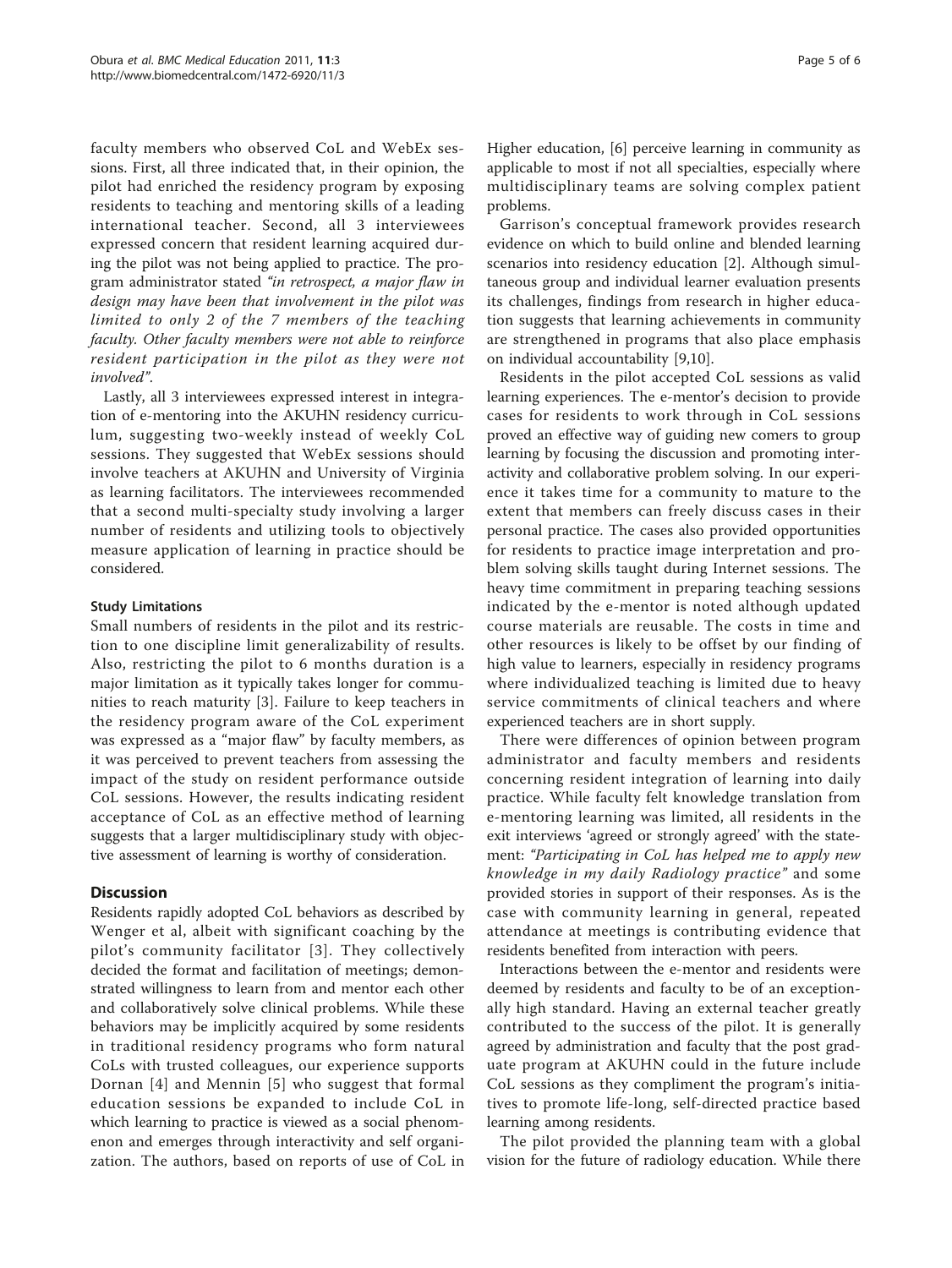faculty members who observed CoL and WebEx sessions. First, all three indicated that, in their opinion, the pilot had enriched the residency program by exposing residents to teaching and mentoring skills of a leading international teacher. Second, all 3 interviewees expressed concern that resident learning acquired during the pilot was not being applied to practice. The program administrator stated *"in retrospect, a major flaw in design may have been that involvement in the pilot was limited to only 2 of the 7 members of the teaching faculty. Other faculty members were not able to reinforce resident participation in the pilot as they were not involved"*.

Lastly, all 3 interviewees expressed interest in integration of e-mentoring into the AKUHN residency curriculum, suggesting two-weekly instead of weekly CoL sessions. They suggested that WebEx sessions should involve teachers at AKUHN and University of Virginia as learning facilitators. The interviewees recommended that a second multi-specialty study involving a larger number of residents and utilizing tools to objectively measure application of learning in practice should be considered.

### Study Limitations

Small numbers of residents in the pilot and its restriction to one discipline limit generalizability of results. Also, restricting the pilot to 6 months duration is a major limitation as it typically takes longer for communities to reach maturity [3]. Failure to keep teachers in the residency program aware of the CoL experiment was expressed as a "major flaw" by faculty members, as it was perceived to prevent teachers from assessing the impact of the study on resident performance outside CoL sessions. However, the results indicating resident acceptance of CoL as an effective method of learning suggests that a larger multidisciplinary study with objective assessment of learning is worthy of consideration.

## Discussion

Residents rapidly adopted CoL behaviors as described by Wenger et al, albeit with significant coaching by the pilot's community facilitator [3]. They collectively decided the format and facilitation of meetings; demonstrated willingness to learn from and mentor each other and collaboratively solve clinical problems. While these behaviors may be implicitly acquired by some residents in traditional residency programs who form natural CoLs with trusted colleagues, our experience supports Dornan [4] and Mennin [5] who suggest that formal education sessions be expanded to include CoL in which learning to practice is viewed as a social phenomenon and emerges through interactivity and self organization. The authors, based on reports of use of CoL in Higher education, [6] perceive learning in community as applicable to most if not all specialties, especially where multidisciplinary teams are solving complex patient problems.

Garrison's conceptual framework provides research evidence on which to build online and blended learning scenarios into residency education [2]. Although simultaneous group and individual learner evaluation presents its challenges, findings from research in higher education suggests that learning achievements in community are strengthened in programs that also place emphasis on individual accountability [9,10].

Residents in the pilot accepted CoL sessions as valid learning experiences. The e-mentor's decision to provide cases for residents to work through in CoL sessions proved an effective way of guiding new comers to group learning by focusing the discussion and promoting interactivity and collaborative problem solving. In our experience it takes time for a community to mature to the extent that members can freely discuss cases in their personal practice. The cases also provided opportunities for residents to practice image interpretation and problem solving skills taught during Internet sessions. The heavy time commitment in preparing teaching sessions indicated by the e-mentor is noted although updated course materials are reusable. The costs in time and other resources is likely to be offset by our finding of high value to learners, especially in residency programs where individualized teaching is limited due to heavy service commitments of clinical teachers and where experienced teachers are in short supply.

There were differences of opinion between program administrator and faculty members and residents concerning resident integration of learning into daily practice. While faculty felt knowledge translation from e-mentoring learning was limited, all residents in the exit interviews 'agreed or strongly agreed' with the statement: *"Participating in CoL has helped me to apply new knowledge in my daily Radiology practice"* and some provided stories in support of their responses. As is the case with community learning in general, repeated attendance at meetings is contributing evidence that residents benefited from interaction with peers.

Interactions between the e-mentor and residents were deemed by residents and faculty to be of an exceptionally high standard. Having an external teacher greatly contributed to the success of the pilot. It is generally agreed by administration and faculty that the post graduate program at AKUHN could in the future include CoL sessions as they compliment the program's initiatives to promote life-long, self-directed practice based learning among residents.

The pilot provided the planning team with a global vision for the future of radiology education. While there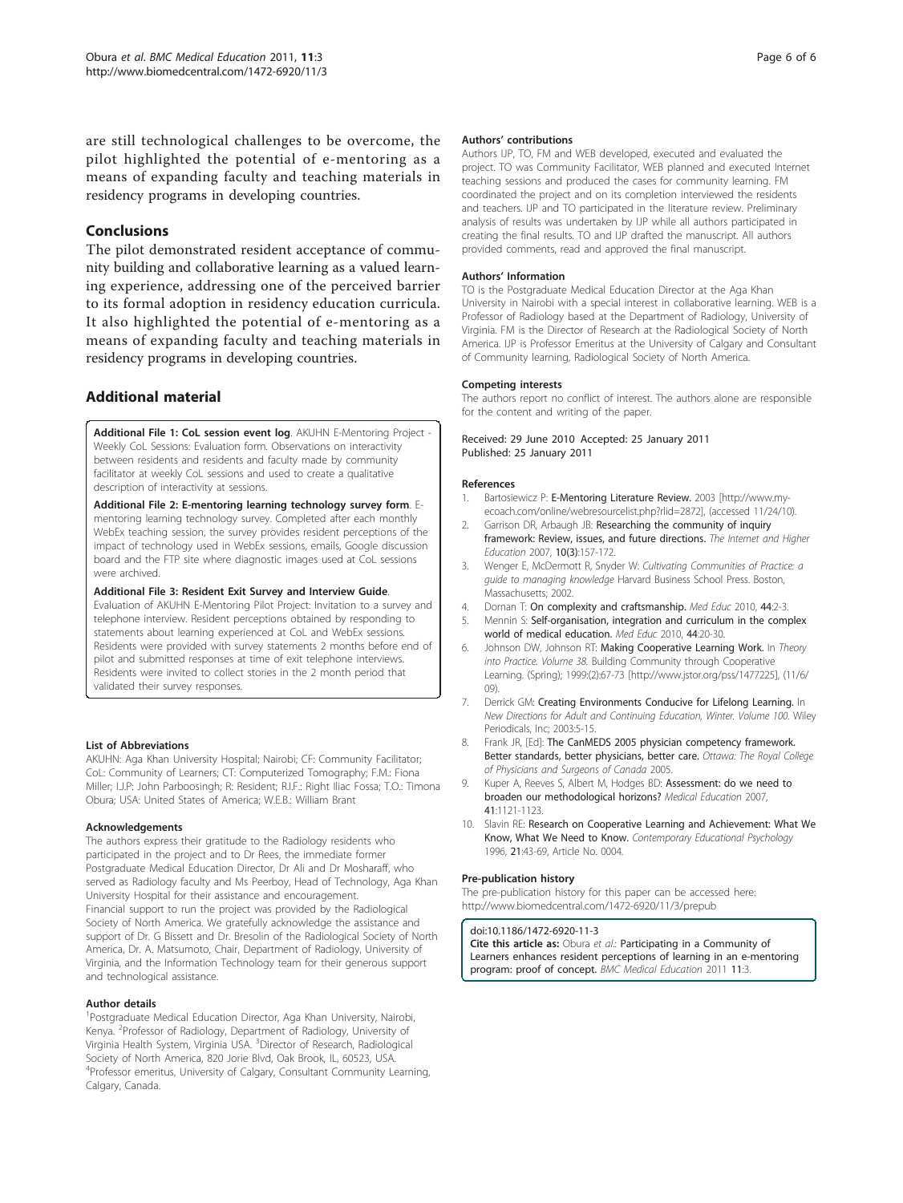are still technological challenges to be overcome, the pilot highlighted the potential of e-mentoring as a means of expanding faculty and teaching materials in residency programs in developing countries.

## Conclusions

The pilot demonstrated resident acceptance of community building and collaborative learning as a valued learning experience, addressing one of the perceived barrier to its formal adoption in residency education curricula. It also highlighted the potential of e-mentoring as a means of expanding faculty and teaching materials in residency programs in developing countries.

## Additional material

**Additional File 1: CoL session event log**. AKUHN E-Mentoring Project - Weekly CoL Sessions: Evaluation form. Observations on interactivity between residents and residents and faculty made by community facilitator at weekly CoL sessions and used to create a qualitative description of interactivity at sessions.

**Additional File 2: E-mentoring learning technology survey form**. E-mentoring learning technology survey. Completed after each monthly WebEx teaching session, the survey provides resident perceptions of the impact of technology used in WebEx sessions, emails, Google discussion board and the FTP site where diagnostic images used at CoL sessions were archived.

**Additional File 3: Resident Exit Survey and Interview Guide**. Evaluation of AKUHN E-Mentoring Pilot Project: Invitation to a survey and telephone interview. Resident perceptions obtained by responding to statements about learning experienced at CoL and WebEx sessions. Residents were provided with survey statements 2 months before end of pilot and submitted responses at time of exit telephone interviews. Residents were invited to collect stories in the 2 month period that validated their survey responses.

#### List of Abbreviations

AKUHN: Aga Khan University Hospital; Nairobi; CF: Community Facilitator; CoL: Community of Learners; CT: Computerized Tomography; F.M.: Fiona Miller; I.J.P: John Parboosingh; R: Resident; R.I.F.: Right Iliac Fossa; T.O.: Timona Obura; USA: United States of America; W.E.B.: William Brant

#### Acknowledgements

The authors express their gratitude to the Radiology residents who participated in the project and to Dr Rees, the immediate former Postgraduate Medical Education Director, Dr Ali and Dr Mosharaff, who served as Radiology faculty and Ms Peerboy, Head of Technology, Aga Khan University Hospital for their assistance and encouragement.
Financial support to run the project was provided by the Radiological Society of North America. We gratefully acknowledge the assistance and support of Dr. G Bissett and Dr. Bresolin of the Radiological Society of North America, Dr. A. Matsumoto, Chair, Department of Radiology, University of Virginia, and the Information Technology team for their generous support and technological assistance.

#### Author details

[1]Postgraduate Medical Education Director, Aga Khan University, Nairobi, Kenya. [2]Professor of Radiology, Department of Radiology, University of Virginia Health System, Virginia USA. [3]Director of Research, Radiological Society of North America, 820 Jorie Blvd, Oak Brook, IL, 60523, USA. [4]Professor emeritus, University of Calgary, Consultant Community Learning, Calgary, Canada.

#### Authors' contributions

Authors IJP, TO, FM and WEB developed, executed and evaluated the project. TO was Community Facilitator, WEB planned and executed Internet teaching sessions and produced the cases for community learning. FM coordinated the project and on its completion interviewed the residents and teachers. IJP and TO participated in the literature review. Preliminary analysis of results was undertaken by IJP while all authors participated in creating the final results. TO and IJP drafted the manuscript. All authors provided comments, read and approved the final manuscript.

#### Authors' Information

TO is the Postgraduate Medical Education Director at the Aga Khan University in Nairobi with a special interest in collaborative learning. WEB is a Professor of Radiology based at the Department of Radiology, University of Virginia. FM is the Director of Research at the Radiological Society of North America. IJP is Professor Emeritus at the University of Calgary and Consultant of Community learning, Radiological Society of North America.

#### Competing interests

The authors report no conflict of interest. The authors alone are responsible for the content and writing of the paper.

Received: 29 June 2010 Accepted: 25 January 2011
Published: 25 January 2011

#### References

1. Bartosiewicz P: **E-Mentoring Literature Review.** 2003 [http://www.my-ecoach.com/online/webresourcelist.php?rlid=2872], (accessed 11/24/10).
2. Garrison DR, Arbaugh JB: **Researching the community of inquiry framework: Review, issues, and future directions.** *The Internet and Higher Education* 2007, **10(3)**:157-172.
3. Wenger E, McDermott R, Snyder W: *Cultivating Communities of Practice: a guide to managing knowledge* Harvard Business School Press. Boston, Massachusetts; 2002.
4. Dornan T: **On complexity and craftsmanship.** *Med Educ* 2010, **44**:2-3.
5. Mennin S: **Self-organisation, integration and curriculum in the complex world of medical education.** *Med Educ* 2010, **44**:20-30.
6. Johnson DW, Johnson RT: **Making Cooperative Learning Work.** In *Theory into Practice. Volume 38.* Building Community through Cooperative Learning. (Spring); 1999:(2):67-73 [http://www.jstor.org/pss/1477225], (11/6/09).
7. Derrick GM: **Creating Environments Conducive for Lifelong Learning.** In *New Directions for Adult and Continuing Education, Winter. Volume 100.* Wiley Periodicals, Inc; 2003:5-15.
8. Frank JR, [Ed]: **The CanMEDS 2005 physician competency framework. Better standards, better physicians, better care.** *Ottawa: The Royal College of Physicians and Surgeons of Canada* 2005.
9. Kuper A, Reeves S, Albert M, Hodges BD: **Assessment: do we need to broaden our methodological horizons?** *Medical Education* 2007, **41**:1121-1123.
10. Slavin RE: **Research on Cooperative Learning and Achievement: What We Know, What We Need to Know.** *Contemporary Educational Psychology* 1996, **21**:43-69, Article No. 0004.

#### Pre-publication history

The pre-publication history for this paper can be accessed here:
http://www.biomedcentral.com/1472-6920/11/3/prepub

doi:10.1186/1472-6920-11-3
**Cite this article as:** Obura *et al.*: Participating in a Community of Learners enhances resident perceptions of learning in an e-mentoring program: proof of concept. *BMC Medical Education* 2011 **11**:3.